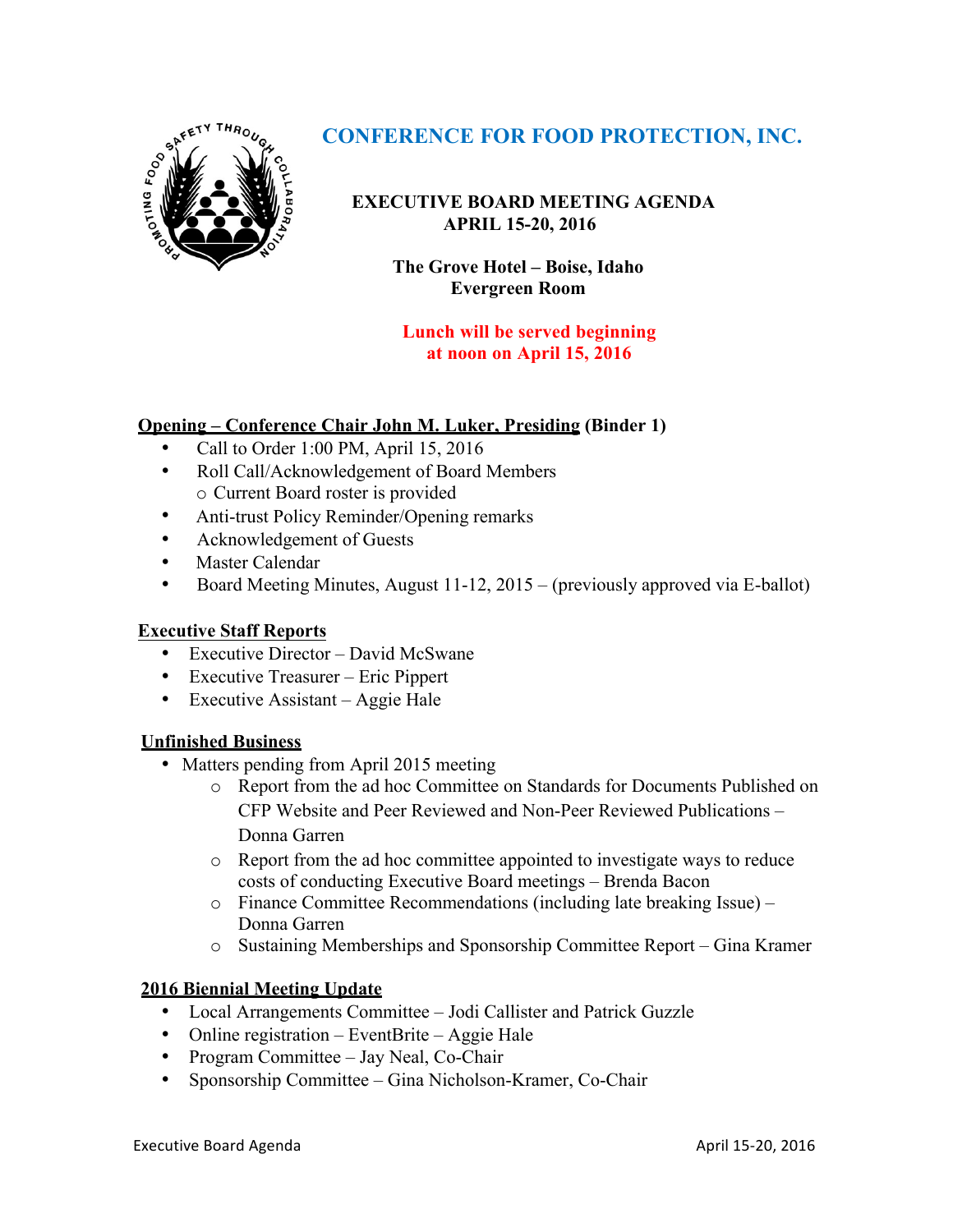# CONFERENCE FOR FOOD PROTECTION, INC.

**EXECUTIVE BOARD MEETING AGENDA**
**APRIL 15-20, 2016**

**The Grove Hotel – Boise, Idaho**
**Evergreen Room**

**Lunch will be served beginning at noon on April 15, 2016**

## Opening – Conference Chair John M. Luker, Presiding (Binder 1)

- Call to Order 1:00 PM, April 15, 2016
- Roll Call/Acknowledgement of Board Members
  - Current Board roster is provided
- Anti-trust Policy Reminder/Opening remarks
- Acknowledgement of Guests
- Master Calendar
- Board Meeting Minutes, August 11-12, 2015 – (previously approved via E-ballot)

## Executive Staff Reports

- Executive Director – David McSwane
- Executive Treasurer – Eric Pippert
- Executive Assistant – Aggie Hale

## Unfinished Business

- Matters pending from April 2015 meeting
  - Report from the ad hoc Committee on Standards for Documents Published on CFP Website and Peer Reviewed and Non-Peer Reviewed Publications – Donna Garren
  - Report from the ad hoc committee appointed to investigate ways to reduce costs of conducting Executive Board meetings – Brenda Bacon
  - Finance Committee Recommendations (including late breaking Issue) – Donna Garren
  - Sustaining Memberships and Sponsorship Committee Report – Gina Kramer

## 2016 Biennial Meeting Update

- Local Arrangements Committee – Jodi Callister and Patrick Guzzle
- Online registration – EventBrite – Aggie Hale
- Program Committee – Jay Neal, Co-Chair
- Sponsorship Committee – Gina Nicholson-Kramer, Co-Chair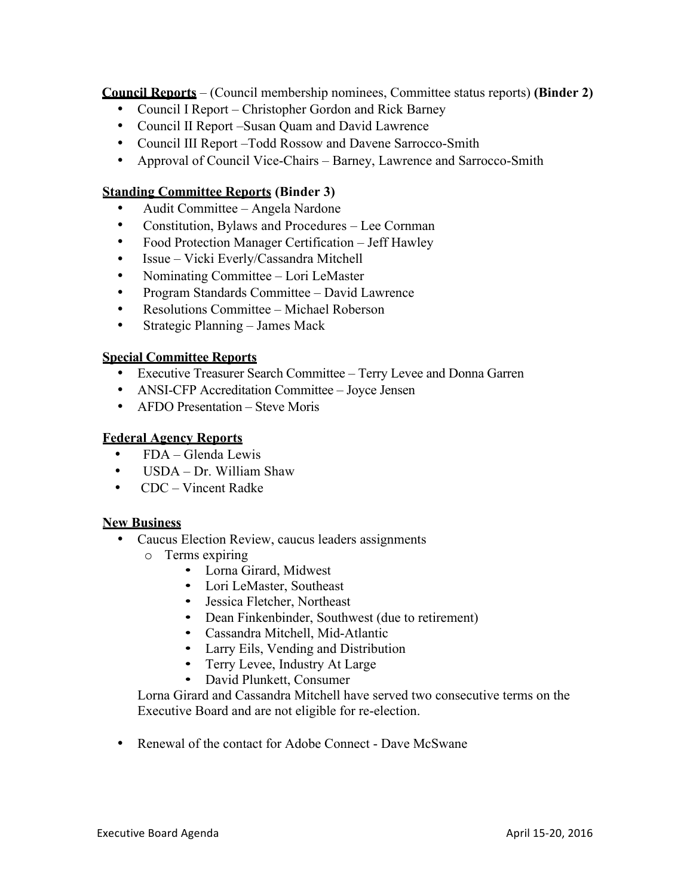**Council Reports** – (Council membership nominees, Committee status reports) **(Binder 2)**

- Council I Report – Christopher Gordon and Rick Barney
- Council II Report –Susan Quam and David Lawrence
- Council III Report –Todd Rossow and Davene Sarrocco-Smith
- Approval of Council Vice-Chairs – Barney, Lawrence and Sarrocco-Smith

**Standing Committee Reports** **(Binder 3)**

- Audit Committee – Angela Nardone
- Constitution, Bylaws and Procedures – Lee Cornman
- Food Protection Manager Certification – Jeff Hawley
- Issue – Vicki Everly/Cassandra Mitchell
- Nominating Committee – Lori LeMaster
- Program Standards Committee – David Lawrence
- Resolutions Committee – Michael Roberson
- Strategic Planning – James Mack

**Special Committee Reports**

- Executive Treasurer Search Committee – Terry Levee and Donna Garren
- ANSI-CFP Accreditation Committee – Joyce Jensen
- AFDO Presentation – Steve Moris

**Federal Agency Reports**

- FDA – Glenda Lewis
- USDA – Dr. William Shaw
- CDC – Vincent Radke

**New Business**

- Caucus Election Review, caucus leaders assignments
  - Terms expiring
    - Lorna Girard, Midwest
    - Lori LeMaster, Southeast
    - Jessica Fletcher, Northeast
    - Dean Finkenbinder, Southwest (due to retirement)
    - Cassandra Mitchell, Mid-Atlantic
    - Larry Eils, Vending and Distribution
    - Terry Levee, Industry At Large
    - David Plunkett, Consumer

  Lorna Girard and Cassandra Mitchell have served two consecutive terms on the Executive Board and are not eligible for re-election.

- Renewal of the contact for Adobe Connect - Dave McSwane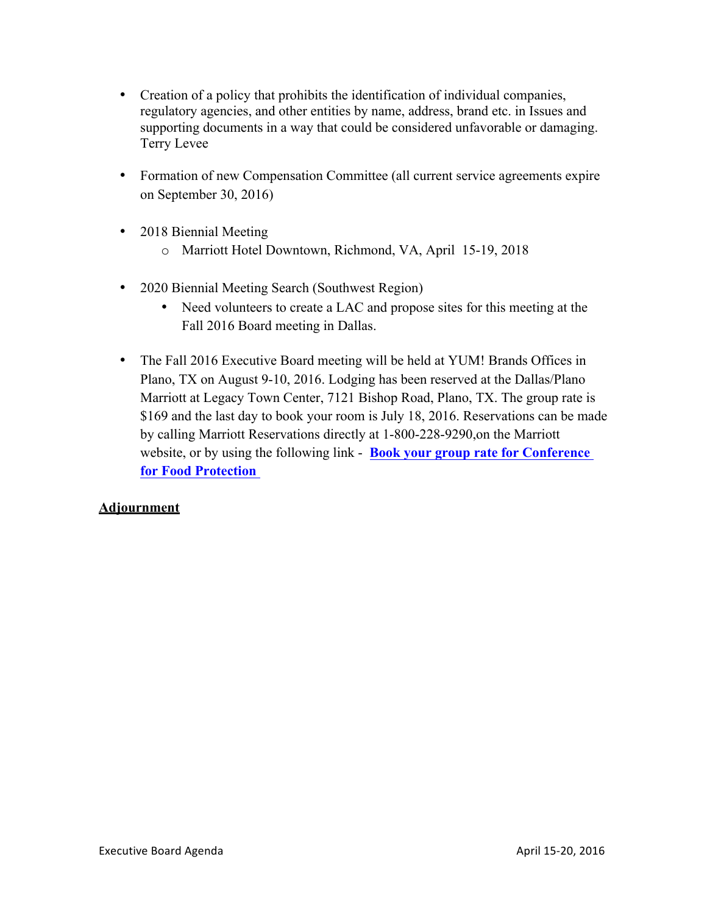- Creation of a policy that prohibits the identification of individual companies, regulatory agencies, and other entities by name, address, brand etc. in Issues and supporting documents in a way that could be considered unfavorable or damaging. Terry Levee

- Formation of new Compensation Committee (all current service agreements expire on September 30, 2016)

- 2018 Biennial Meeting
  - Marriott Hotel Downtown, Richmond, VA, April 15-19, 2018

- 2020 Biennial Meeting Search (Southwest Region)
  - Need volunteers to create a LAC and propose sites for this meeting at the Fall 2016 Board meeting in Dallas.

- The Fall 2016 Executive Board meeting will be held at YUM! Brands Offices in Plano, TX on August 9-10, 2016. Lodging has been reserved at the Dallas/Plano Marriott at Legacy Town Center, 7121 Bishop Road, Plano, TX. The group rate is $169 and the last day to book your room is July 18, 2016. Reservations can be made by calling Marriott Reservations directly at 1-800-228-9290,on the Marriott website, or by using the following link - **Book your group rate for Conference for Food Protection**

**Adjournment**